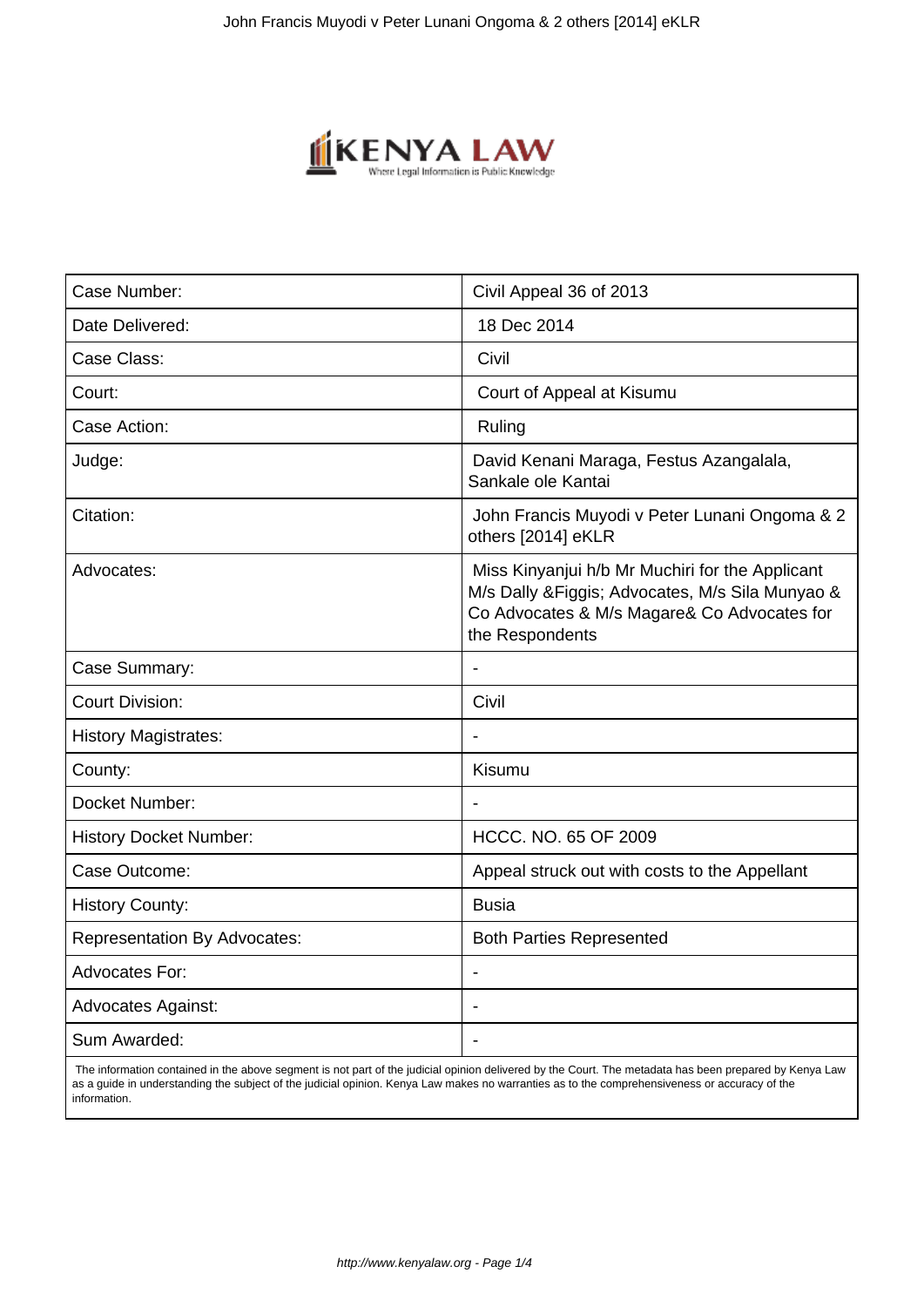| Case Number: | Civil Appeal 36 of 2013 |
|---|---|
| Date Delivered: | 18 Dec 2014 |
| Case Class: | Civil |
| Court: | Court of Appeal at Kisumu |
| Case Action: | Ruling |
| Judge: | David Kenani Maraga, Festus Azangalala, Sankale ole Kantai |
| Citation: | John Francis Muyodi v Peter Lunani Ongoma & 2 others [2014] eKLR |
| Advocates: | Miss Kinyanjui h/b Mr Muchiri for the Applicant M/s Dally &Figgis; Advocates, M/s Sila Munyao & Co Advocates & M/s Magare& Co Advocates for the Respondents |
| Case Summary: | - |
| Court Division: | Civil |
| History Magistrates: | - |
| County: | Kisumu |
| Docket Number: | - |
| History Docket Number: | HCCC. NO. 65 OF 2009 |
| Case Outcome: | Appeal struck out with costs to the Appellant |
| History County: | Busia |
| Representation By Advocates: | Both Parties Represented |
| Advocates For: | - |
| Advocates Against: | - |
| Sum Awarded: | - |

The information contained in the above segment is not part of the judicial opinion delivered by the Court. The metadata has been prepared by Kenya Law as a guide in understanding the subject of the judicial opinion. Kenya Law makes no warranties as to the comprehensiveness or accuracy of the information.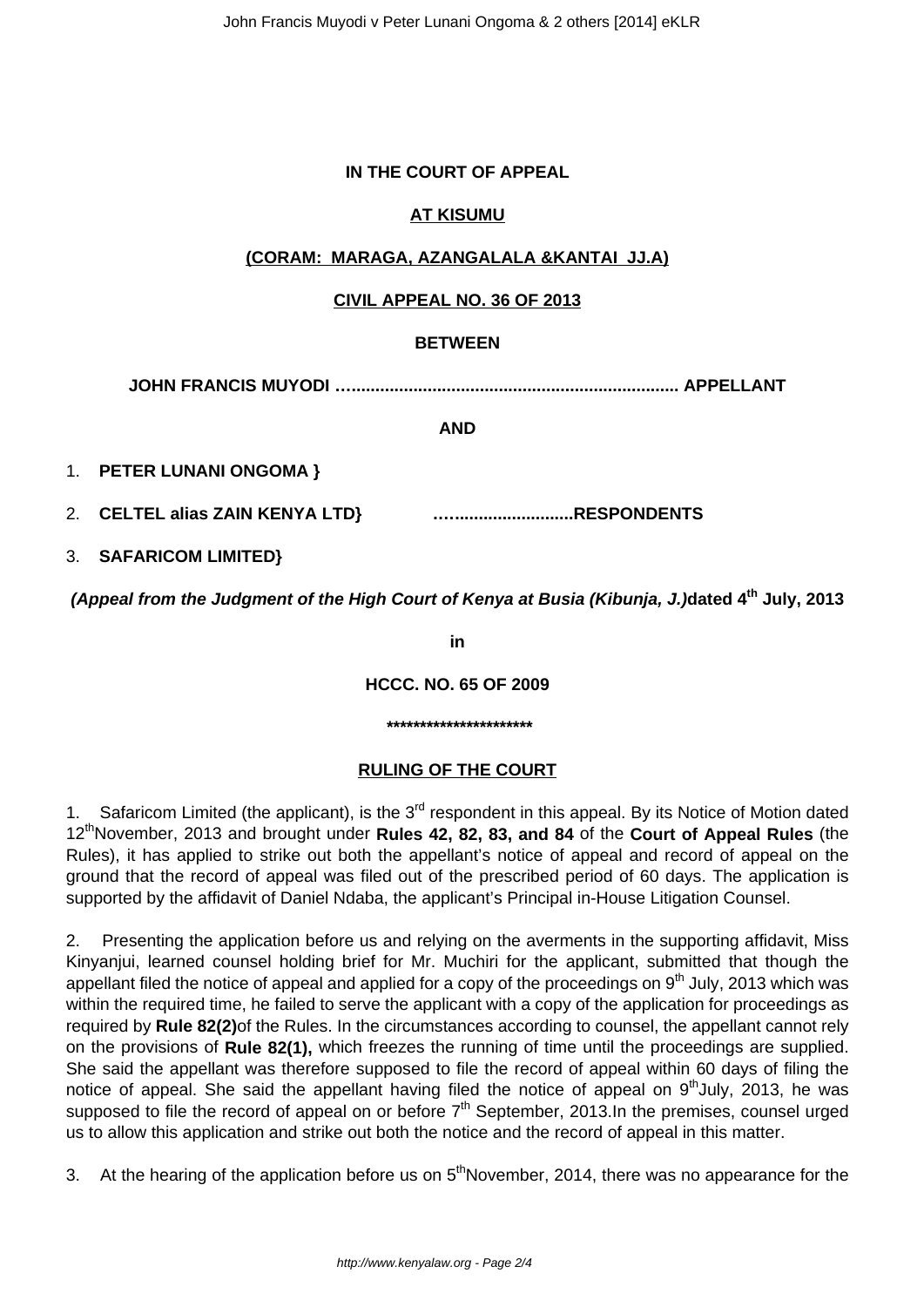**IN THE COURT OF APPEAL**

**AT KISUMU**

**(CORAM: MARAGA, AZANGALALA &KANTAI JJ.A)**

**CIVIL APPEAL NO. 36 OF 2013**

**BETWEEN**

**JOHN FRANCIS MUYODI …................................................................... APPELLANT**

**AND**

1. **PETER LUNANI ONGOMA }**
2. **CELTEL alias ZAIN KENYA LTD} …........................RESPONDENTS**
3. **SAFARICOM LIMITED}**

***(Appeal from the Judgment of the High Court of Kenya at Busia (Kibunja, J.)*dated 4th July, 2013**

**in**

**HCCC. NO. 65 OF 2009**

**\*\*\*\*\*\*\*\*\*\*\*\*\*\*\*\*\*\*\*\*\*\***

**RULING OF THE COURT**

1. Safaricom Limited (the applicant), is the 3rd respondent in this appeal. By its Notice of Motion dated 12thNovember, 2013 and brought under **Rules 42, 82, 83, and 84** of the **Court of Appeal Rules** (the Rules), it has applied to strike out both the appellant's notice of appeal and record of appeal on the ground that the record of appeal was filed out of the prescribed period of 60 days. The application is supported by the affidavit of Daniel Ndaba, the applicant's Principal in-House Litigation Counsel.

2. Presenting the application before us and relying on the averments in the supporting affidavit, Miss Kinyanjui, learned counsel holding brief for Mr. Muchiri for the applicant, submitted that though the appellant filed the notice of appeal and applied for a copy of the proceedings on 9th July, 2013 which was within the required time, he failed to serve the applicant with a copy of the application for proceedings as required by **Rule 82(2)**of the Rules. In the circumstances according to counsel, the appellant cannot rely on the provisions of **Rule 82(1),** which freezes the running of time until the proceedings are supplied. She said the appellant was therefore supposed to file the record of appeal within 60 days of filing the notice of appeal. She said the appellant having filed the notice of appeal on 9thJuly, 2013, he was supposed to file the record of appeal on or before 7th September, 2013.In the premises, counsel urged us to allow this application and strike out both the notice and the record of appeal in this matter.

3. At the hearing of the application before us on 5thNovember, 2014, there was no appearance for the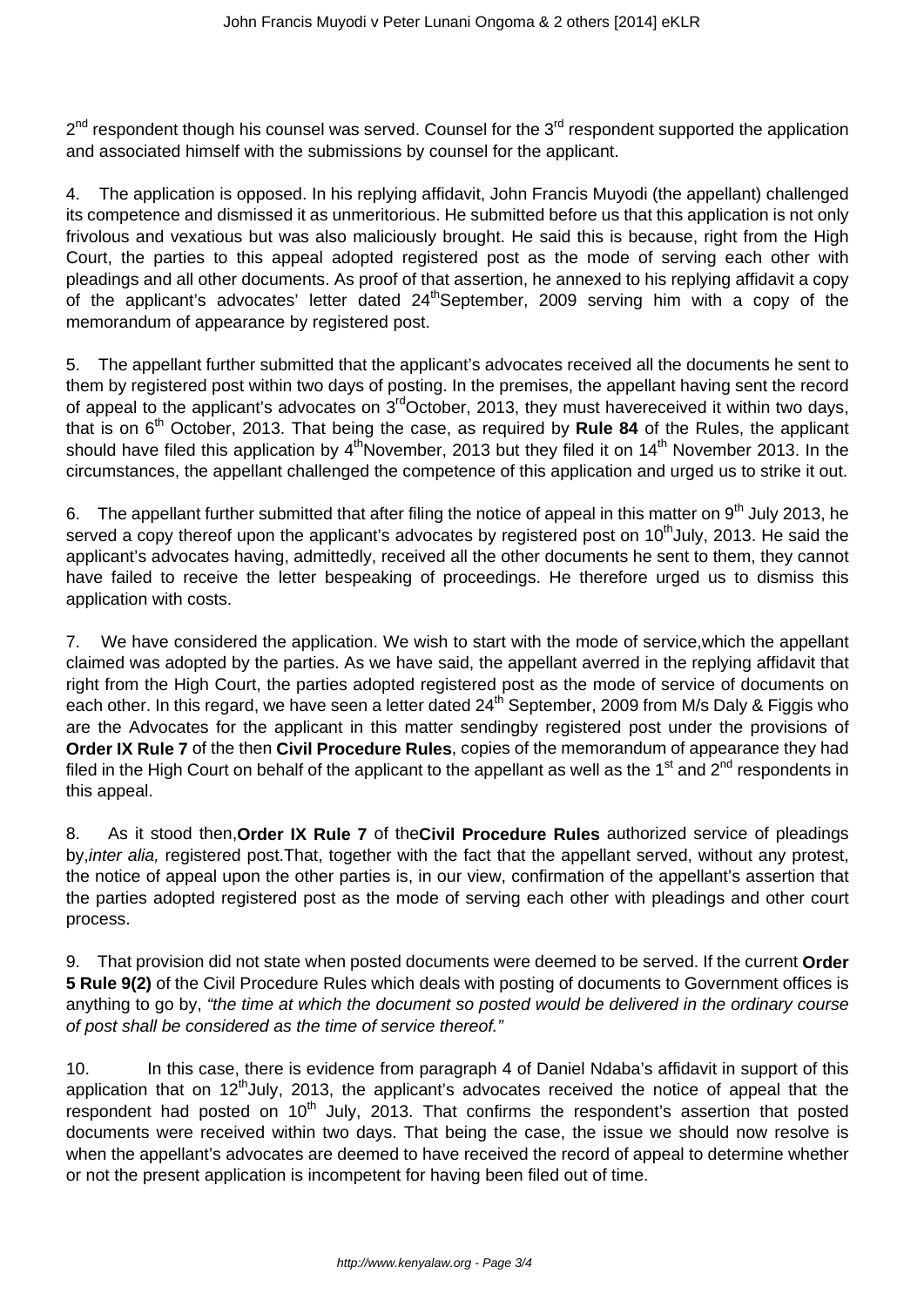2nd respondent though his counsel was served. Counsel for the 3rd respondent supported the application and associated himself with the submissions by counsel for the applicant.

4. The application is opposed. In his replying affidavit, John Francis Muyodi (the appellant) challenged its competence and dismissed it as unmeritorious. He submitted before us that this application is not only frivolous and vexatious but was also maliciously brought. He said this is because, right from the High Court, the parties to this appeal adopted registered post as the mode of serving each other with pleadings and all other documents. As proof of that assertion, he annexed to his replying affidavit a copy of the applicant's advocates' letter dated 24thSeptember, 2009 serving him with a copy of the memorandum of appearance by registered post.

5. The appellant further submitted that the applicant's advocates received all the documents he sent to them by registered post within two days of posting. In the premises, the appellant having sent the record of appeal to the applicant's advocates on 3rdOctober, 2013, they must havereceived it within two days, that is on 6th October, 2013. That being the case, as required by **Rule 84** of the Rules, the applicant should have filed this application by 4thNovember, 2013 but they filed it on 14th November 2013. In the circumstances, the appellant challenged the competence of this application and urged us to strike it out.

6. The appellant further submitted that after filing the notice of appeal in this matter on 9th July 2013, he served a copy thereof upon the applicant's advocates by registered post on 10thJuly, 2013. He said the applicant's advocates having, admittedly, received all the other documents he sent to them, they cannot have failed to receive the letter bespeaking of proceedings. He therefore urged us to dismiss this application with costs.

7. We have considered the application. We wish to start with the mode of service,which the appellant claimed was adopted by the parties. As we have said, the appellant averred in the replying affidavit that right from the High Court, the parties adopted registered post as the mode of service of documents on each other. In this regard, we have seen a letter dated 24th September, 2009 from M/s Daly & Figgis who are the Advocates for the applicant in this matter sendingby registered post under the provisions of **Order IX Rule 7** of the then **Civil Procedure Rules**, copies of the memorandum of appearance they had filed in the High Court on behalf of the applicant to the appellant as well as the 1st and 2nd respondents in this appeal.

8. As it stood then,**Order IX Rule 7** of the**Civil Procedure Rules** authorized service of pleadings by,*inter alia,* registered post.That, together with the fact that the appellant served, without any protest, the notice of appeal upon the other parties is, in our view, confirmation of the appellant's assertion that the parties adopted registered post as the mode of serving each other with pleadings and other court process.

9. That provision did not state when posted documents were deemed to be served. If the current **Order 5 Rule 9(2)** of the Civil Procedure Rules which deals with posting of documents to Government offices is anything to go by, *"the time at which the document so posted would be delivered in the ordinary course of post shall be considered as the time of service thereof."*

10. In this case, there is evidence from paragraph 4 of Daniel Ndaba's affidavit in support of this application that on 12thJuly, 2013, the applicant's advocates received the notice of appeal that the respondent had posted on 10th July, 2013. That confirms the respondent's assertion that posted documents were received within two days. That being the case, the issue we should now resolve is when the appellant's advocates are deemed to have received the record of appeal to determine whether or not the present application is incompetent for having been filed out of time.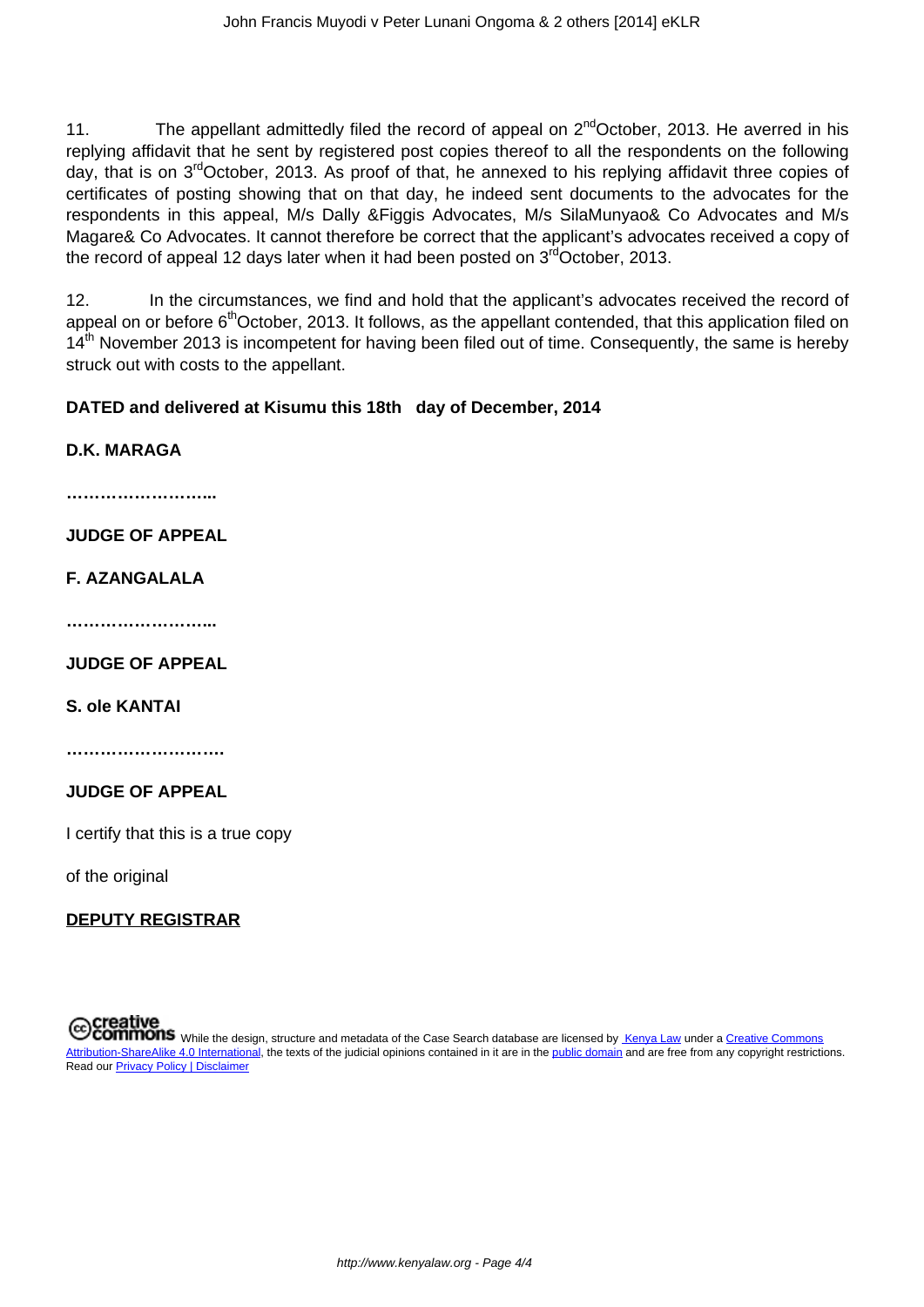11. The appellant admittedly filed the record of appeal on 2[nd] October, 2013. He averred in his replying affidavit that he sent by registered post copies thereof to all the respondents on the following day, that is on 3[rd] October, 2013. As proof of that, he annexed to his replying affidavit three copies of certificates of posting showing that on that day, he indeed sent documents to the advocates for the respondents in this appeal, M/s Dally &Figgis Advocates, M/s SilaMunyao& Co Advocates and M/s Magare& Co Advocates. It cannot therefore be correct that the applicant's advocates received a copy of the record of appeal 12 days later when it had been posted on 3[rd] October, 2013.

12. In the circumstances, we find and hold that the applicant's advocates received the record of appeal on or before 6[th] October, 2013. It follows, as the appellant contended, that this application filed on 14[th] November 2013 is incompetent for having been filed out of time. Consequently, the same is hereby struck out with costs to the appellant.

**DATED and delivered at Kisumu this 18th day of December, 2014**

**D.K. MARAGA**

**……………………...**

**JUDGE OF APPEAL**

**F. AZANGALALA**

**……………………...**

**JUDGE OF APPEAL**

**S. ole KANTAI**

**……………………….**

**JUDGE OF APPEAL**

I certify that this is a true copy

of the original

**DEPUTY REGISTRAR**

While the design, structure and metadata of the Case Search database are licensed by Kenya Law under a Creative Commons Attribution-ShareAlike 4.0 International, the texts of the judicial opinions contained in it are in the public domain and are free from any copyright restrictions. Read our Privacy Policy | Disclaimer